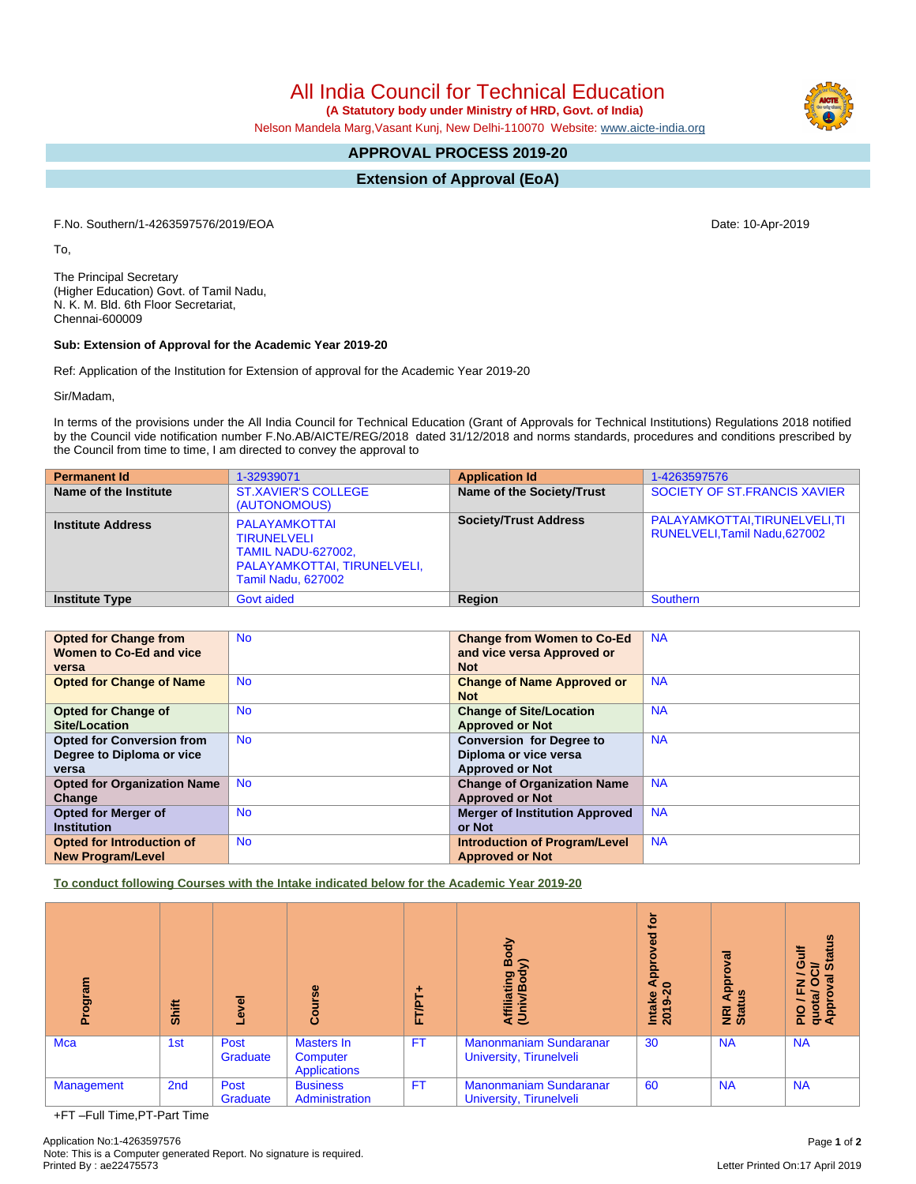# All India Council for Technical Education

**(A Statutory body under Ministry of HRD, Govt. of India)**

Nelson Mandela Marg,Vasant Kunj, New Delhi-110070 Website: www.aicte-india.org

## APPROVAL PROCESS 2019-20

## Extension of Approval (EoA)

F.No. Southern/1-4263597576/2019/EOA

Date: 10-Apr-2019

To,

The Principal Secretary
(Higher Education) Govt. of Tamil Nadu,
N. K. M. Bld. 6th Floor Secretariat,
Chennai-600009

**Sub: Extension of Approval for the Academic Year 2019-20**

Ref: Application of the Institution for Extension of approval for the Academic Year 2019-20

Sir/Madam,

In terms of the provisions under the All India Council for Technical Education (Grant of Approvals for Technical Institutions) Regulations 2018 notified by the Council vide notification number F.No.AB/AICTE/REG/2018 dated 31/12/2018 and norms standards, procedures and conditions prescribed by the Council from time to time, I am directed to convey the approval to

| **Permanent Id** | 1-32939071 | **Application Id** | 1-4263597576 |
|---|---|---|---|
| **Name of the Institute** | ST.XAVIER'S COLLEGE (AUTONOMOUS) | **Name of the Society/Trust** | SOCIETY OF ST.FRANCIS XAVIER |
| **Institute Address** | PALAYAMKOTTAI TIRUNELVELI TAMIL NADU-627002, PALAYAMKOTTAI, TIRUNELVELI, Tamil Nadu, 627002 | **Society/Trust Address** | PALAYAMKOTTAI,TIRUNELVELI,TIRUNELVELI,Tamil Nadu,627002 |
| **Institute Type** | Govt aided | **Region** | Southern |

| **Opted for Change from Women to Co-Ed and vice versa** | No | **Change from Women to Co-Ed and vice versa Approved or Not** | NA |
|---|---|---|---|
| **Opted for Change of Name** | No | **Change of Name Approved or Not** | NA |
| **Opted for Change of Site/Location** | No | **Change of Site/Location Approved or Not** | NA |
| **Opted for Conversion from Degree to Diploma or vice versa** | No | **Conversion for Degree to Diploma or vice versa Approved or Not** | NA |
| **Opted for Organization Name Change** | No | **Change of Organization Name Approved or Not** | NA |
| **Opted for Merger of Institution** | No | **Merger of Institution Approved or Not** | NA |
| **Opted for Introduction of New Program/Level** | No | **Introduction of Program/Level Approved or Not** | NA |

**To conduct following Courses with the Intake indicated below for the Academic Year 2019-20**

| Program | Shift | Level | Course | FT/PT+ | Affiliating Body (Univ/Body) | Intake Approved for 2019-20 | NRI Approval Status | PIO / FN / Gulf quota/ OCI/ Approval Status |
|---|---|---|---|---|---|---|---|---|
| Mca | 1st | Post Graduate | Masters In Computer Applications | FT | Manonmaniam Sundaranar University, Tirunelveli | 30 | NA | NA |
| Management | 2nd | Post Graduate | Business Administration | FT | Manonmaniam Sundaranar University, Tirunelveli | 60 | NA | NA |

+FT –Full Time,PT-Part Time

Application No:1-4263597576
Note: This is a Computer generated Report. No signature is required.
Printed By : ae22475573

Letter Printed On:17 April 2019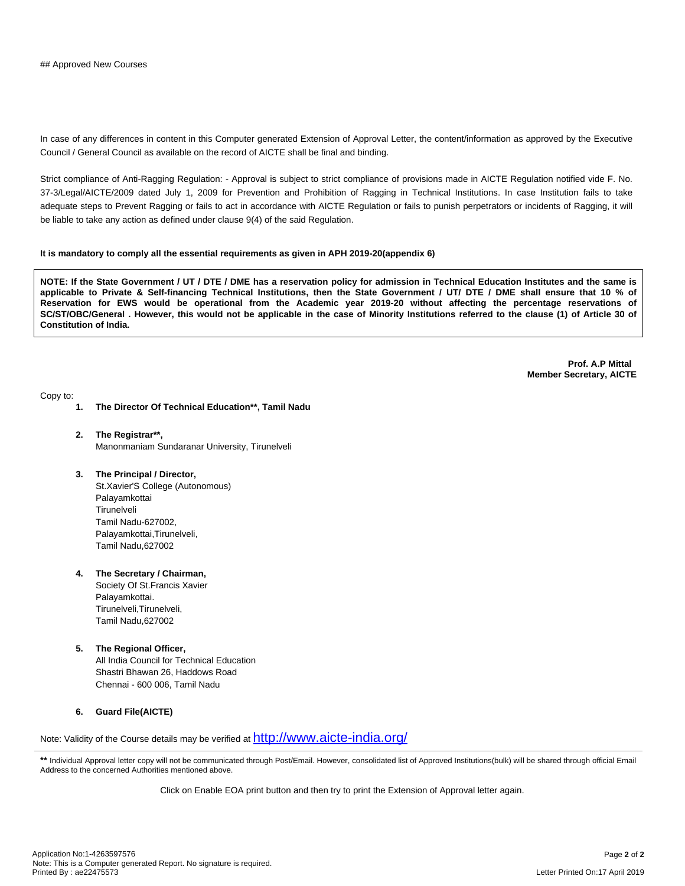## Approved New Courses

In case of any differences in content in this Computer generated Extension of Approval Letter, the content/information as approved by the Executive Council / General Council as available on the record of AICTE shall be final and binding.

Strict compliance of Anti-Ragging Regulation: - Approval is subject to strict compliance of provisions made in AICTE Regulation notified vide F. No. 37-3/Legal/AICTE/2009 dated July 1, 2009 for Prevention and Prohibition of Ragging in Technical Institutions. In case Institution fails to take adequate steps to Prevent Ragging or fails to act in accordance with AICTE Regulation or fails to punish perpetrators or incidents of Ragging, it will be liable to take any action as defined under clause 9(4) of the said Regulation.

**It is mandatory to comply all the essential requirements as given in APH 2019-20(appendix 6)**

**NOTE: If the State Government / UT / DTE / DME has a reservation policy for admission in Technical Education Institutes and the same is applicable to Private & Self-financing Technical Institutions, then the State Government / UT/ DTE / DME shall ensure that 10 % of Reservation for EWS would be operational from the Academic year 2019-20 without affecting the percentage reservations of SC/ST/OBC/General . However, this would not be applicable in the case of Minority Institutions referred to the clause (1) of Article 30 of Constitution of India.**

**Prof. A.P Mittal**
**Member Secretary, AICTE**

Copy to:

1. **The Director Of Technical Education\*\*, Tamil Nadu**

2. **The Registrar\*\*,**
   Manonmaniam Sundaranar University, Tirunelveli

3. **The Principal / Director,**
   St.Xavier'S College (Autonomous)
   Palayamkottai
   Tirunelveli
   Tamil Nadu-627002,
   Palayamkottai,Tirunelveli,
   Tamil Nadu,627002

4. **The Secretary / Chairman,**
   Society Of St.Francis Xavier
   Palayamkottai.
   Tirunelveli,Tirunelveli,
   Tamil Nadu,627002

5. **The Regional Officer,**
   All India Council for Technical Education
   Shastri Bhawan 26, Haddows Road
   Chennai - 600 006, Tamil Nadu

6. **Guard File(AICTE)**

Note: Validity of the Course details may be verified at http://www.aicte-india.org/

**\*\*** Individual Approval letter copy will not be communicated through Post/Email. However, consolidated list of Approved Institutions(bulk) will be shared through official Email Address to the concerned Authorities mentioned above.

Click on Enable EOA print button and then try to print the Extension of Approval letter again.

Application No:1-4263597576
Note: This is a Computer generated Report. No signature is required.
Printed By : ae22475573

Letter Printed On:17 April 2019